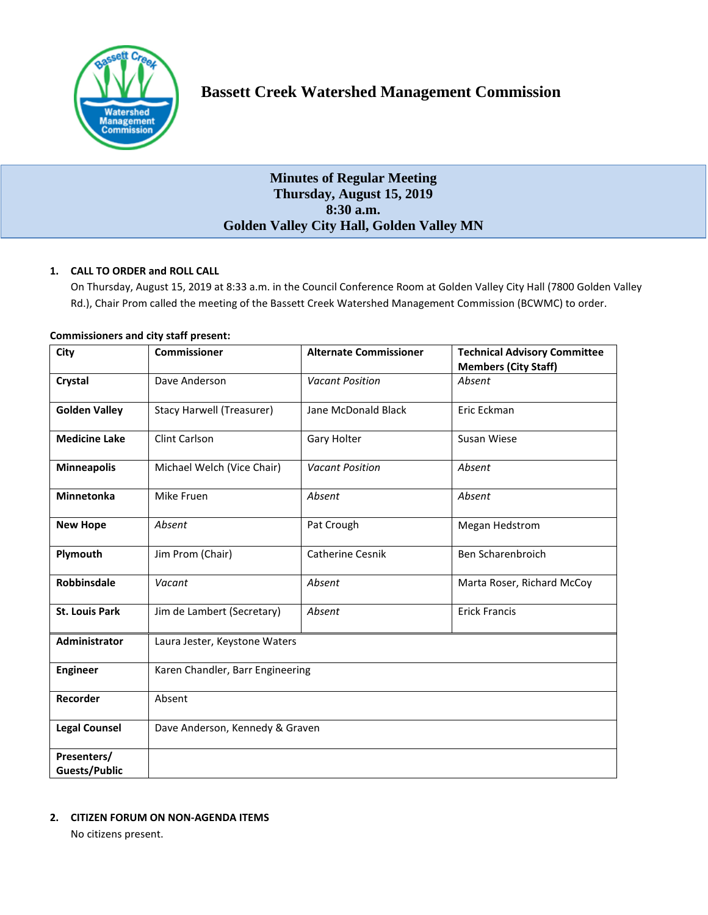# Bassett Creek Watershed Management Commission

## Minutes of Regular Meeting
## Thursday, August 15, 2019
## 8:30 a.m.
## Golden Valley City Hall, Golden Valley MN

### 1. CALL TO ORDER and ROLL CALL

On Thursday, August 15, 2019 at 8:33 a.m. in the Council Conference Room at Golden Valley City Hall (7800 Golden Valley Rd.), Chair Prom called the meeting of the Bassett Creek Watershed Management Commission (BCWMC) to order.

**Commissioners and city staff present:**

| City | Commissioner | Alternate Commissioner | Technical Advisory Committee Members (City Staff) |
|---|---|---|---|
| **Crystal** | Dave Anderson | *Vacant Position* | *Absent* |
| **Golden Valley** | Stacy Harwell (Treasurer) | Jane McDonald Black | Eric Eckman |
| **Medicine Lake** | Clint Carlson | Gary Holter | Susan Wiese |
| **Minneapolis** | Michael Welch (Vice Chair) | *Vacant Position* | *Absent* |
| **Minnetonka** | Mike Fruen | *Absent* | *Absent* |
| **New Hope** | *Absent* | Pat Crough | Megan Hedstrom |
| **Plymouth** | Jim Prom (Chair) | Catherine Cesnik | Ben Scharenbroich |
| **Robbinsdale** | *Vacant* | *Absent* | Marta Roser, Richard McCoy |
| **St. Louis Park** | Jim de Lambert (Secretary) | *Absent* | Erick Francis |
| **Administrator** | Laura Jester, Keystone Waters | | |
| **Engineer** | Karen Chandler, Barr Engineering | | |
| **Recorder** | Absent | | |
| **Legal Counsel** | Dave Anderson, Kennedy & Graven | | |
| **Presenters/ Guests/Public** | | | |

### 2. CITIZEN FORUM ON NON-AGENDA ITEMS

No citizens present.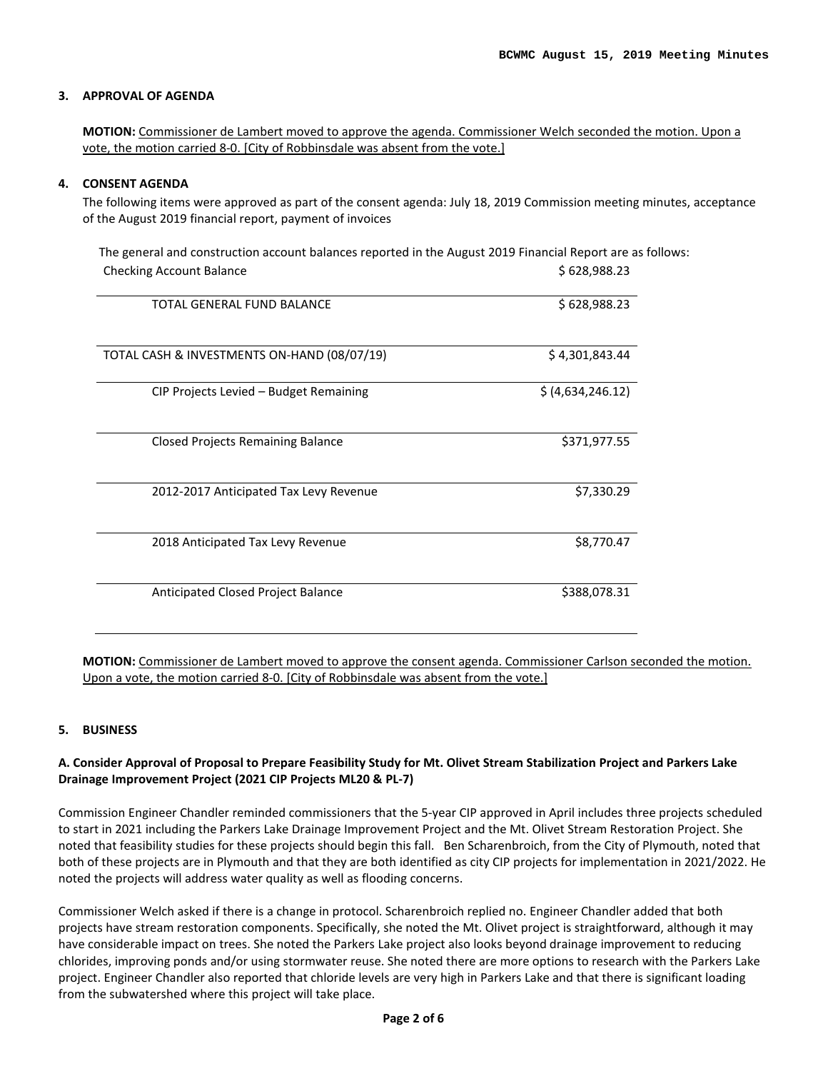### 3. APPROVAL OF AGENDA

**MOTION:** Commissioner de Lambert moved to approve the agenda. Commissioner Welch seconded the motion. Upon a vote, the motion carried 8-0. [City of Robbinsdale was absent from the vote.]

### 4. CONSENT AGENDA

The following items were approved as part of the consent agenda: July 18, 2019 Commission meeting minutes, acceptance of the August 2019 financial report, payment of invoices

The general and construction account balances reported in the August 2019 Financial Report are as follows:

| | |
|---|---|
| Checking Account Balance | $ 628,988.23 |
| TOTAL GENERAL FUND BALANCE | $ 628,988.23 |
| TOTAL CASH & INVESTMENTS ON-HAND (08/07/19) | $ 4,301,843.44 |
| CIP Projects Levied – Budget Remaining | $ (4,634,246.12) |
| Closed Projects Remaining Balance | $371,977.55 |
| 2012-2017 Anticipated Tax Levy Revenue | $7,330.29 |
| 2018 Anticipated Tax Levy Revenue | $8,770.47 |
| Anticipated Closed Project Balance | $388,078.31 |

**MOTION:** Commissioner de Lambert moved to approve the consent agenda. Commissioner Carlson seconded the motion. Upon a vote, the motion carried 8-0. [City of Robbinsdale was absent from the vote.]

### 5. BUSINESS

**A. Consider Approval of Proposal to Prepare Feasibility Study for Mt. Olivet Stream Stabilization Project and Parkers Lake Drainage Improvement Project (2021 CIP Projects ML20 & PL-7)**

Commission Engineer Chandler reminded commissioners that the 5-year CIP approved in April includes three projects scheduled to start in 2021 including the Parkers Lake Drainage Improvement Project and the Mt. Olivet Stream Restoration Project. She noted that feasibility studies for these projects should begin this fall. Ben Scharenbroich, from the City of Plymouth, noted that both of these projects are in Plymouth and that they are both identified as city CIP projects for implementation in 2021/2022. He noted the projects will address water quality as well as flooding concerns.

Commissioner Welch asked if there is a change in protocol. Scharenbroich replied no. Engineer Chandler added that both projects have stream restoration components. Specifically, she noted the Mt. Olivet project is straightforward, although it may have considerable impact on trees. She noted the Parkers Lake project also looks beyond drainage improvement to reducing chlorides, improving ponds and/or using stormwater reuse. She noted there are more options to research with the Parkers Lake project. Engineer Chandler also reported that chloride levels are very high in Parkers Lake and that there is significant loading from the subwatershed where this project will take place.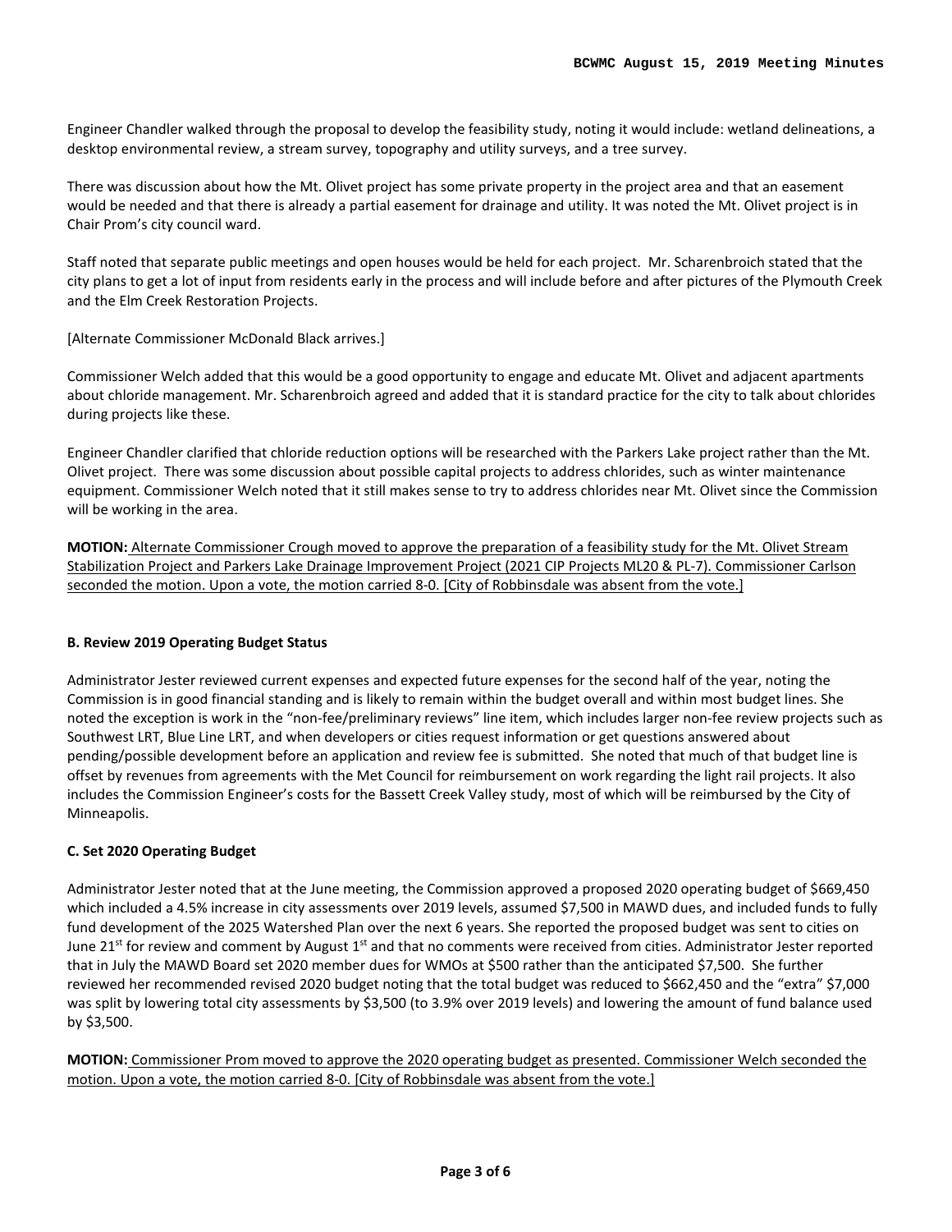Engineer Chandler walked through the proposal to develop the feasibility study, noting it would include: wetland delineations, a desktop environmental review, a stream survey, topography and utility surveys, and a tree survey.

There was discussion about how the Mt. Olivet project has some private property in the project area and that an easement would be needed and that there is already a partial easement for drainage and utility. It was noted the Mt. Olivet project is in Chair Prom's city council ward.

Staff noted that separate public meetings and open houses would be held for each project. Mr. Scharenbroich stated that the city plans to get a lot of input from residents early in the process and will include before and after pictures of the Plymouth Creek and the Elm Creek Restoration Projects.

[Alternate Commissioner McDonald Black arrives.]

Commissioner Welch added that this would be a good opportunity to engage and educate Mt. Olivet and adjacent apartments about chloride management. Mr. Scharenbroich agreed and added that it is standard practice for the city to talk about chlorides during projects like these.

Engineer Chandler clarified that chloride reduction options will be researched with the Parkers Lake project rather than the Mt. Olivet project. There was some discussion about possible capital projects to address chlorides, such as winter maintenance equipment. Commissioner Welch noted that it still makes sense to try to address chlorides near Mt. Olivet since the Commission will be working in the area.

**MOTION:** Alternate Commissioner Crough moved to approve the preparation of a feasibility study for the Mt. Olivet Stream Stabilization Project and Parkers Lake Drainage Improvement Project (2021 CIP Projects ML20 & PL-7). Commissioner Carlson seconded the motion. Upon a vote, the motion carried 8-0. [City of Robbinsdale was absent from the vote.]

**B. Review 2019 Operating Budget Status**

Administrator Jester reviewed current expenses and expected future expenses for the second half of the year, noting the Commission is in good financial standing and is likely to remain within the budget overall and within most budget lines. She noted the exception is work in the "non-fee/preliminary reviews" line item, which includes larger non-fee review projects such as Southwest LRT, Blue Line LRT, and when developers or cities request information or get questions answered about pending/possible development before an application and review fee is submitted. She noted that much of that budget line is offset by revenues from agreements with the Met Council for reimbursement on work regarding the light rail projects. It also includes the Commission Engineer's costs for the Bassett Creek Valley study, most of which will be reimbursed by the City of Minneapolis.

**C. Set 2020 Operating Budget**

Administrator Jester noted that at the June meeting, the Commission approved a proposed 2020 operating budget of $669,450 which included a 4.5% increase in city assessments over 2019 levels, assumed $7,500 in MAWD dues, and included funds to fully fund development of the 2025 Watershed Plan over the next 6 years. She reported the proposed budget was sent to cities on June 21st for review and comment by August 1st and that no comments were received from cities. Administrator Jester reported that in July the MAWD Board set 2020 member dues for WMOs at $500 rather than the anticipated $7,500. She further reviewed her recommended revised 2020 budget noting that the total budget was reduced to $662,450 and the "extra" $7,000 was split by lowering total city assessments by $3,500 (to 3.9% over 2019 levels) and lowering the amount of fund balance used by $3,500.

**MOTION:** Commissioner Prom moved to approve the 2020 operating budget as presented. Commissioner Welch seconded the motion. Upon a vote, the motion carried 8-0. [City of Robbinsdale was absent from the vote.]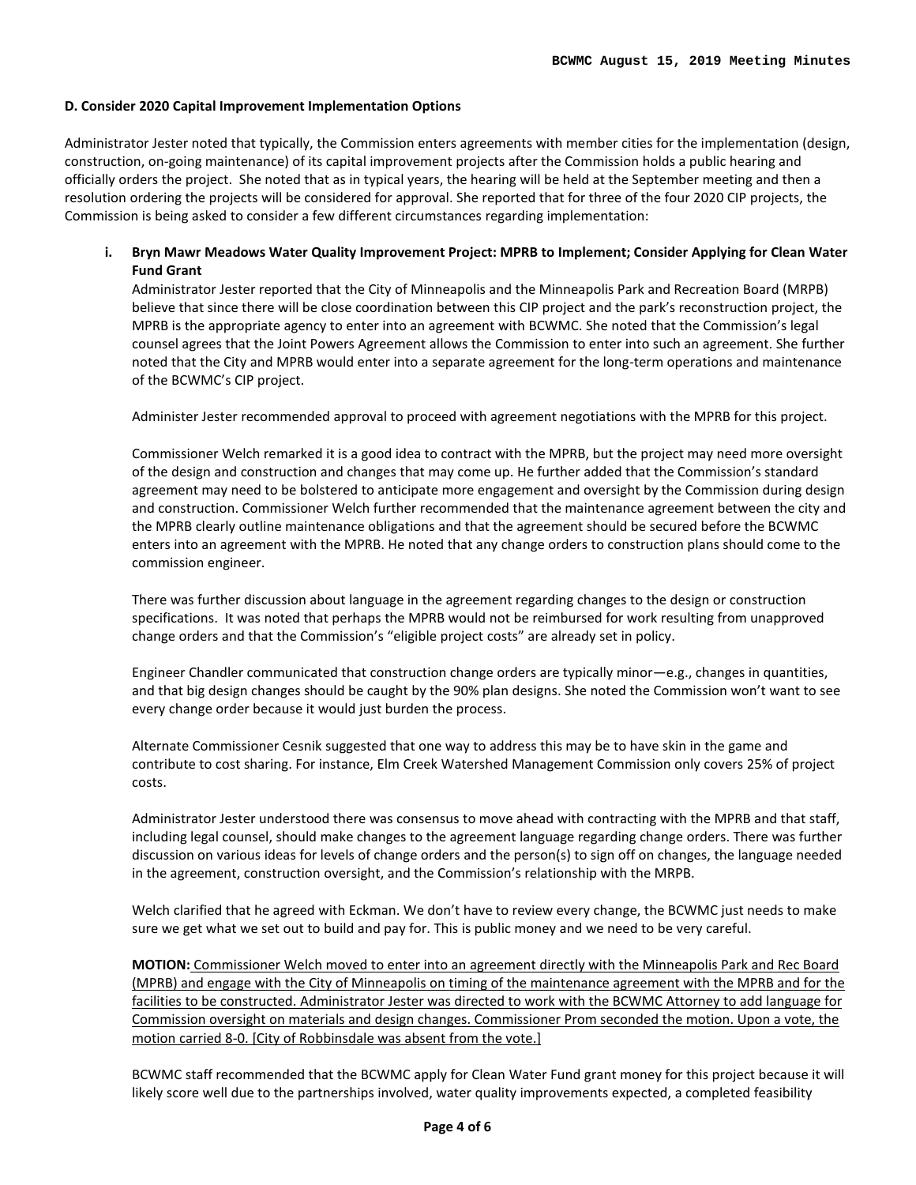**D. Consider 2020 Capital Improvement Implementation Options**

Administrator Jester noted that typically, the Commission enters agreements with member cities for the implementation (design, construction, on-going maintenance) of its capital improvement projects after the Commission holds a public hearing and officially orders the project. She noted that as in typical years, the hearing will be held at the September meeting and then a resolution ordering the projects will be considered for approval. She reported that for three of the four 2020 CIP projects, the Commission is being asked to consider a few different circumstances regarding implementation:

i. **Bryn Mawr Meadows Water Quality Improvement Project: MPRB to Implement; Consider Applying for Clean Water Fund Grant**

Administrator Jester reported that the City of Minneapolis and the Minneapolis Park and Recreation Board (MRPB) believe that since there will be close coordination between this CIP project and the park's reconstruction project, the MPRB is the appropriate agency to enter into an agreement with BCWMC. She noted that the Commission's legal counsel agrees that the Joint Powers Agreement allows the Commission to enter into such an agreement. She further noted that the City and MPRB would enter into a separate agreement for the long-term operations and maintenance of the BCWMC's CIP project.

Administer Jester recommended approval to proceed with agreement negotiations with the MPRB for this project.

Commissioner Welch remarked it is a good idea to contract with the MPRB, but the project may need more oversight of the design and construction and changes that may come up. He further added that the Commission's standard agreement may need to be bolstered to anticipate more engagement and oversight by the Commission during design and construction. Commissioner Welch further recommended that the maintenance agreement between the city and the MPRB clearly outline maintenance obligations and that the agreement should be secured before the BCWMC enters into an agreement with the MPRB. He noted that any change orders to construction plans should come to the commission engineer.

There was further discussion about language in the agreement regarding changes to the design or construction specifications. It was noted that perhaps the MPRB would not be reimbursed for work resulting from unapproved change orders and that the Commission's "eligible project costs" are already set in policy.

Engineer Chandler communicated that construction change orders are typically minor—e.g., changes in quantities, and that big design changes should be caught by the 90% plan designs. She noted the Commission won't want to see every change order because it would just burden the process.

Alternate Commissioner Cesnik suggested that one way to address this may be to have skin in the game and contribute to cost sharing. For instance, Elm Creek Watershed Management Commission only covers 25% of project costs.

Administrator Jester understood there was consensus to move ahead with contracting with the MPRB and that staff, including legal counsel, should make changes to the agreement language regarding change orders. There was further discussion on various ideas for levels of change orders and the person(s) to sign off on changes, the language needed in the agreement, construction oversight, and the Commission's relationship with the MRPB.

Welch clarified that he agreed with Eckman. We don't have to review every change, the BCWMC just needs to make sure we get what we set out to build and pay for. This is public money and we need to be very careful.

**MOTION:** Commissioner Welch moved to enter into an agreement directly with the Minneapolis Park and Rec Board (MPRB) and engage with the City of Minneapolis on timing of the maintenance agreement with the MPRB and for the facilities to be constructed. Administrator Jester was directed to work with the BCWMC Attorney to add language for Commission oversight on materials and design changes. Commissioner Prom seconded the motion. Upon a vote, the motion carried 8-0. [City of Robbinsdale was absent from the vote.]

BCWMC staff recommended that the BCWMC apply for Clean Water Fund grant money for this project because it will likely score well due to the partnerships involved, water quality improvements expected, a completed feasibility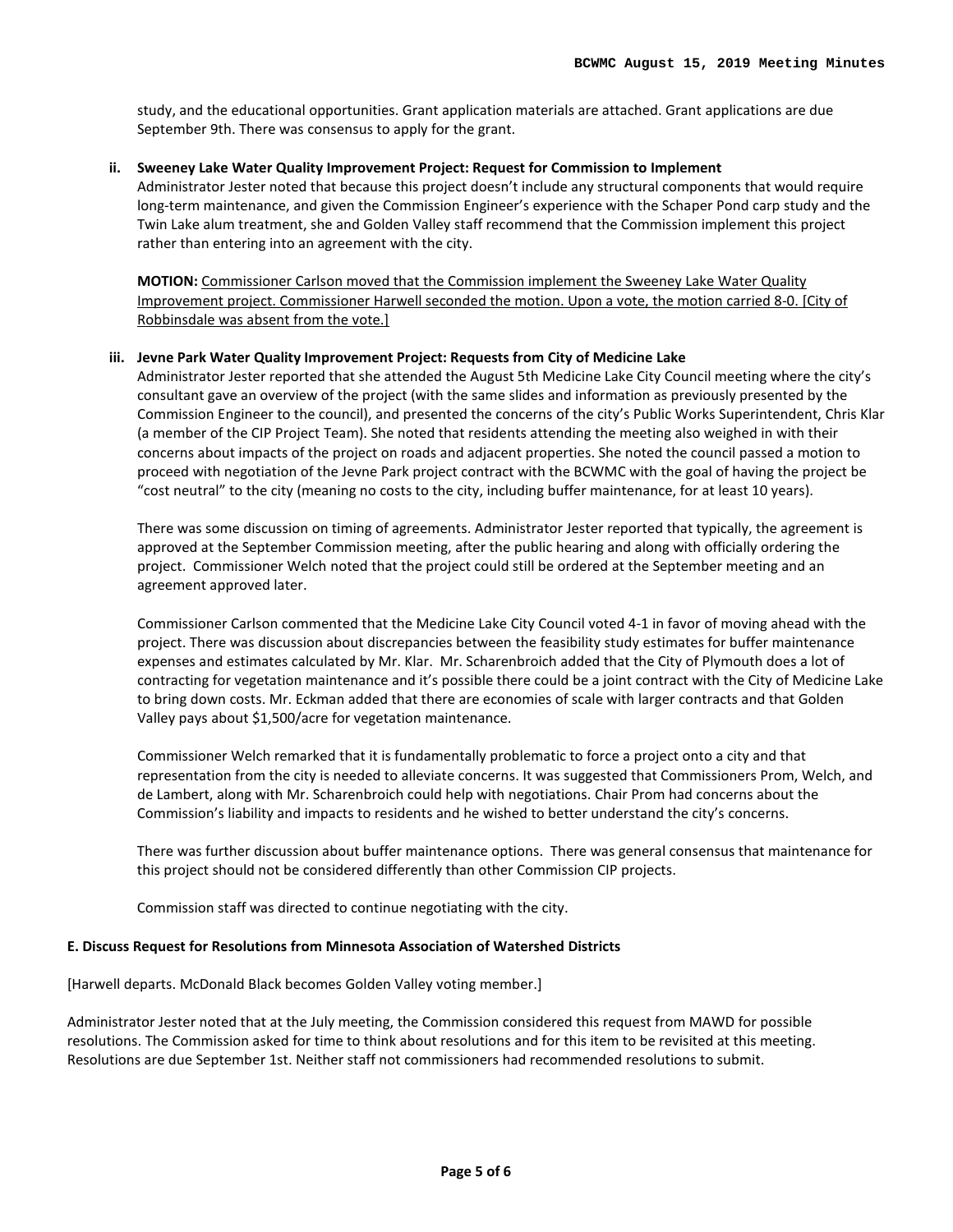study, and the educational opportunities. Grant application materials are attached. Grant applications are due September 9th. There was consensus to apply for the grant.

**ii. Sweeney Lake Water Quality Improvement Project: Request for Commission to Implement**

Administrator Jester noted that because this project doesn't include any structural components that would require long-term maintenance, and given the Commission Engineer's experience with the Schaper Pond carp study and the Twin Lake alum treatment, she and Golden Valley staff recommend that the Commission implement this project rather than entering into an agreement with the city.

**MOTION:** <u>Commissioner Carlson moved that the Commission implement the Sweeney Lake Water Quality Improvement project. Commissioner Harwell seconded the motion. Upon a vote, the motion carried 8-0. [City of Robbinsdale was absent from the vote.]</u>

**iii. Jevne Park Water Quality Improvement Project: Requests from City of Medicine Lake**

Administrator Jester reported that she attended the August 5th Medicine Lake City Council meeting where the city's consultant gave an overview of the project (with the same slides and information as previously presented by the Commission Engineer to the council), and presented the concerns of the city's Public Works Superintendent, Chris Klar (a member of the CIP Project Team). She noted that residents attending the meeting also weighed in with their concerns about impacts of the project on roads and adjacent properties. She noted the council passed a motion to proceed with negotiation of the Jevne Park project contract with the BCWMC with the goal of having the project be "cost neutral" to the city (meaning no costs to the city, including buffer maintenance, for at least 10 years).

There was some discussion on timing of agreements. Administrator Jester reported that typically, the agreement is approved at the September Commission meeting, after the public hearing and along with officially ordering the project. Commissioner Welch noted that the project could still be ordered at the September meeting and an agreement approved later.

Commissioner Carlson commented that the Medicine Lake City Council voted 4-1 in favor of moving ahead with the project. There was discussion about discrepancies between the feasibility study estimates for buffer maintenance expenses and estimates calculated by Mr. Klar. Mr. Scharenbroich added that the City of Plymouth does a lot of contracting for vegetation maintenance and it's possible there could be a joint contract with the City of Medicine Lake to bring down costs. Mr. Eckman added that there are economies of scale with larger contracts and that Golden Valley pays about $1,500/acre for vegetation maintenance.

Commissioner Welch remarked that it is fundamentally problematic to force a project onto a city and that representation from the city is needed to alleviate concerns. It was suggested that Commissioners Prom, Welch, and de Lambert, along with Mr. Scharenbroich could help with negotiations. Chair Prom had concerns about the Commission's liability and impacts to residents and he wished to better understand the city's concerns.

There was further discussion about buffer maintenance options. There was general consensus that maintenance for this project should not be considered differently than other Commission CIP projects.

Commission staff was directed to continue negotiating with the city.

**E. Discuss Request for Resolutions from Minnesota Association of Watershed Districts**

[Harwell departs. McDonald Black becomes Golden Valley voting member.]

Administrator Jester noted that at the July meeting, the Commission considered this request from MAWD for possible resolutions. The Commission asked for time to think about resolutions and for this item to be revisited at this meeting. Resolutions are due September 1st. Neither staff not commissioners had recommended resolutions to submit.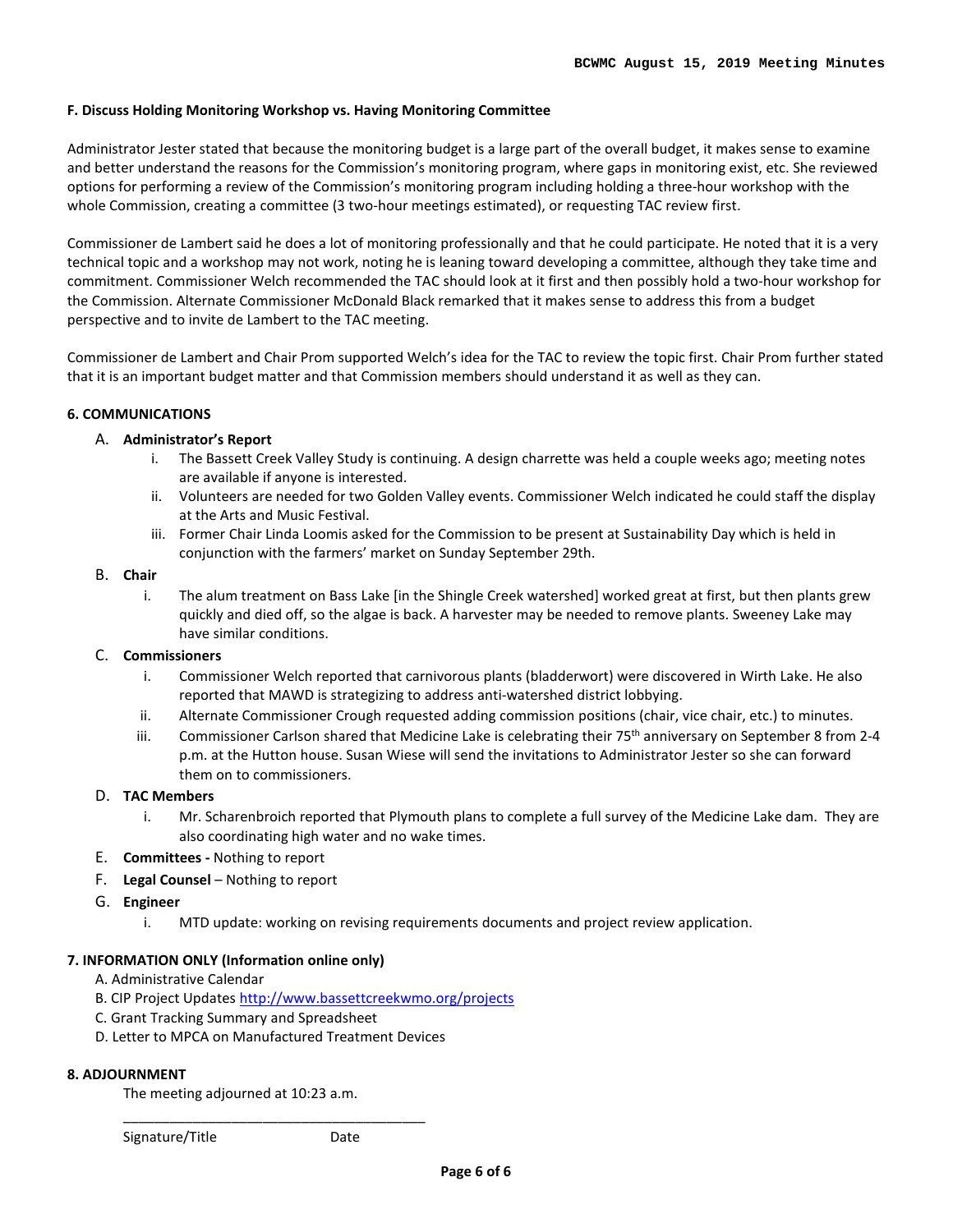**F. Discuss Holding Monitoring Workshop vs. Having Monitoring Committee**

Administrator Jester stated that because the monitoring budget is a large part of the overall budget, it makes sense to examine and better understand the reasons for the Commission's monitoring program, where gaps in monitoring exist, etc. She reviewed options for performing a review of the Commission's monitoring program including holding a three-hour workshop with the whole Commission, creating a committee (3 two-hour meetings estimated), or requesting TAC review first.

Commissioner de Lambert said he does a lot of monitoring professionally and that he could participate. He noted that it is a very technical topic and a workshop may not work, noting he is leaning toward developing a committee, although they take time and commitment. Commissioner Welch recommended the TAC should look at it first and then possibly hold a two-hour workshop for the Commission. Alternate Commissioner McDonald Black remarked that it makes sense to address this from a budget perspective and to invite de Lambert to the TAC meeting.

Commissioner de Lambert and Chair Prom supported Welch's idea for the TAC to review the topic first. Chair Prom further stated that it is an important budget matter and that Commission members should understand it as well as they can.

**6. COMMUNICATIONS**

A. **Administrator's Report**
   i. The Bassett Creek Valley Study is continuing. A design charrette was held a couple weeks ago; meeting notes are available if anyone is interested.
   ii. Volunteers are needed for two Golden Valley events. Commissioner Welch indicated he could staff the display at the Arts and Music Festival.
   iii. Former Chair Linda Loomis asked for the Commission to be present at Sustainability Day which is held in conjunction with the farmers' market on Sunday September 29th.

B. **Chair**
   i. The alum treatment on Bass Lake [in the Shingle Creek watershed] worked great at first, but then plants grew quickly and died off, so the algae is back. A harvester may be needed to remove plants. Sweeney Lake may have similar conditions.

C. **Commissioners**
   i. Commissioner Welch reported that carnivorous plants (bladderwort) were discovered in Wirth Lake. He also reported that MAWD is strategizing to address anti-watershed district lobbying.
   ii. Alternate Commissioner Crough requested adding commission positions (chair, vice chair, etc.) to minutes.
   iii. Commissioner Carlson shared that Medicine Lake is celebrating their 75th anniversary on September 8 from 2-4 p.m. at the Hutton house. Susan Wiese will send the invitations to Administrator Jester so she can forward them on to commissioners.

D. **TAC Members**
   i. Mr. Scharenbroich reported that Plymouth plans to complete a full survey of the Medicine Lake dam. They are also coordinating high water and no wake times.

E. **Committees** - Nothing to report

F. **Legal Counsel** – Nothing to report

G. **Engineer**
   i. MTD update: working on revising requirements documents and project review application.

**7. INFORMATION ONLY (Information online only)**

A. Administrative Calendar
B. CIP Project Updates http://www.bassettcreekwmo.org/projects
C. Grant Tracking Summary and Spreadsheet
D. Letter to MPCA on Manufactured Treatment Devices

**8. ADJOURNMENT**

The meeting adjourned at 10:23 a.m.

\_\_\_\_\_\_\_\_\_\_\_\_\_\_\_\_\_\_\_\_\_\_\_\_\_\_\_\_\_\_\_\_\_\_\_\_\_\_\_\_

Signature/Title                    Date